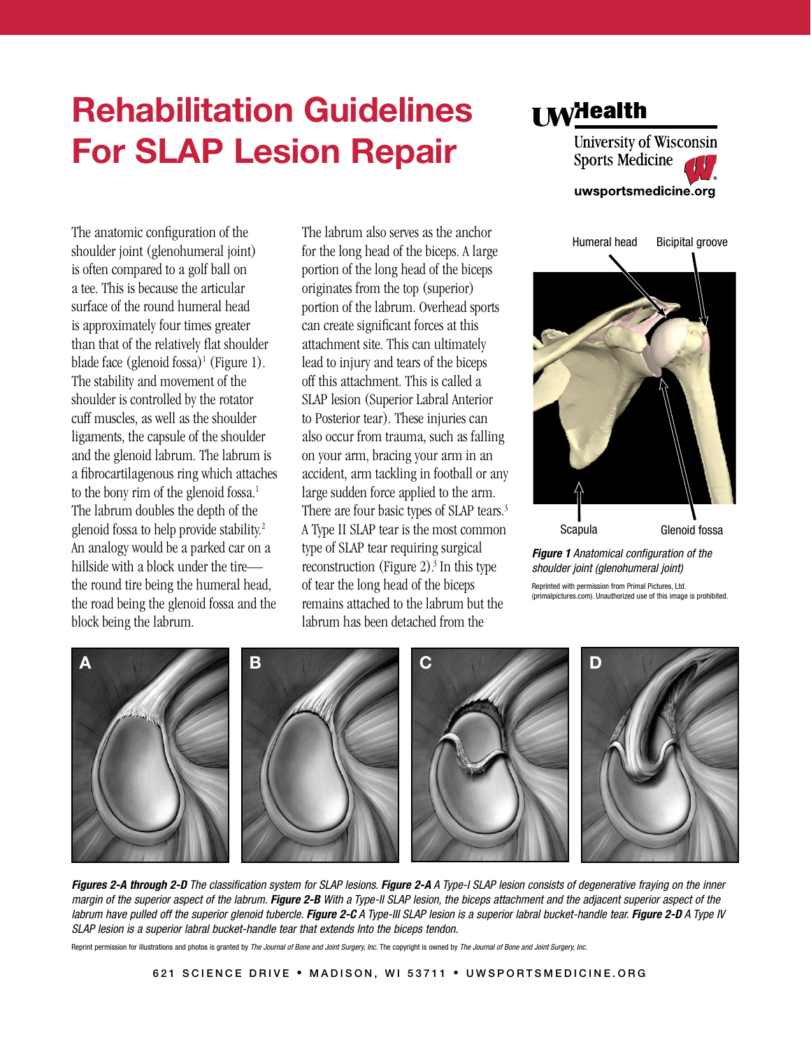# Rehabilitation Guidelines For SLAP Lesion Repair

UW Health
University of Wisconsin Sports Medicine
uwsportsmedicine.org

The anatomic configuration of the shoulder joint (glenohumeral joint) is often compared to a golf ball on a tee. This is because the articular surface of the round humeral head is approximately four times greater than that of the relatively flat shoulder blade face (glenoid fossa)[1] (Figure 1). The stability and movement of the shoulder is controlled by the rotator cuff muscles, as well as the shoulder ligaments, the capsule of the shoulder and the glenoid labrum. The labrum is a fibrocartilagenous ring which attaches to the bony rim of the glenoid fossa.[1] The labrum doubles the depth of the glenoid fossa to help provide stability.[2] An analogy would be a parked car on a hillside with a block under the tire—the round tire being the humeral head, the road being the glenoid fossa and the block being the labrum.

The labrum also serves as the anchor for the long head of the biceps. A large portion of the long head of the biceps originates from the top (superior) portion of the labrum. Overhead sports can create significant forces at this attachment site. This can ultimately lead to injury and tears of the biceps off this attachment. This is called a SLAP lesion (Superior Labral Anterior to Posterior tear). These injuries can also occur from trauma, such as falling on your arm, bracing your arm in an accident, arm tackling in football or any large sudden force applied to the arm. There are four basic types of SLAP tears.[3] A Type II SLAP tear is the most common type of SLAP tear requiring surgical reconstruction (Figure 2).[3] In this type of tear the long head of the biceps remains attached to the labrum but the labrum has been detached from the

Humeral head — Bicipital groove — Scapula — Glenoid fossa

***Figure 1*** *Anatomical configuration of the shoulder joint (glenohumeral joint)*

Reprinted with permission from Primal Pictures, Ltd. (primalpictures.com). Unauthorized use of this image is prohibited.

***Figures 2-A through 2-D*** *The classification system for SLAP lesions.* ***Figure 2-A*** *A Type-I SLAP lesion consists of degenerative fraying on the inner margin of the superior aspect of the labrum.* ***Figure 2-B*** *With a Type-II SLAP lesion, the biceps attachment and the adjacent superior aspect of the labrum have pulled off the superior glenoid tubercle.* ***Figure 2-C*** *A Type-III SLAP lesion is a superior labral bucket-handle tear.* ***Figure 2-D*** *A Type IV SLAP lesion is a superior labral bucket-handle tear that extends Into the biceps tendon.*

Reprint permission for illustrations and photos is granted by *The Journal of Bone and Joint Surgery, Inc.* The copyright is owned by *The Journal of Bone and Joint Surgery, Inc.*

621 SCIENCE DRIVE • MADISON, WI 53711 • UWSPORTSMEDICINE.ORG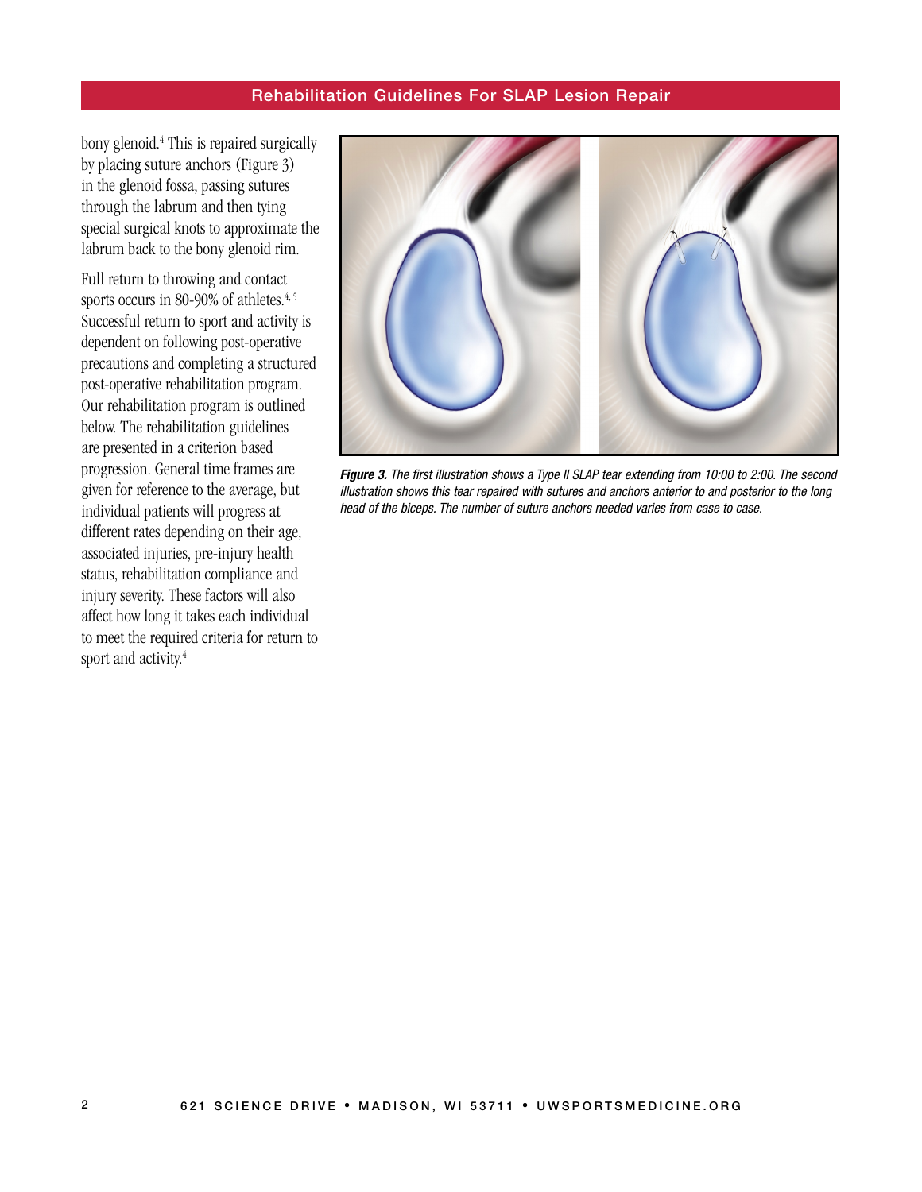bony glenoid.[4] This is repaired surgically by placing suture anchors (Figure 3) in the glenoid fossa, passing sutures through the labrum and then tying special surgical knots to approximate the labrum back to the bony glenoid rim.

Full return to throwing and contact sports occurs in 80-90% of athletes.[4, 5] Successful return to sport and activity is dependent on following post-operative precautions and completing a structured post-operative rehabilitation program. Our rehabilitation program is outlined below. The rehabilitation guidelines are presented in a criterion based progression. General time frames are given for reference to the average, but individual patients will progress at different rates depending on their age, associated injuries, pre-injury health status, rehabilitation compliance and injury severity. These factors will also affect how long it takes each individual to meet the required criteria for return to sport and activity.[4]

***Figure 3.*** *The first illustration shows a Type II SLAP tear extending from 10:00 to 2:00. The second illustration shows this tear repaired with sutures and anchors anterior to and posterior to the long head of the biceps. The number of suture anchors needed varies from case to case.*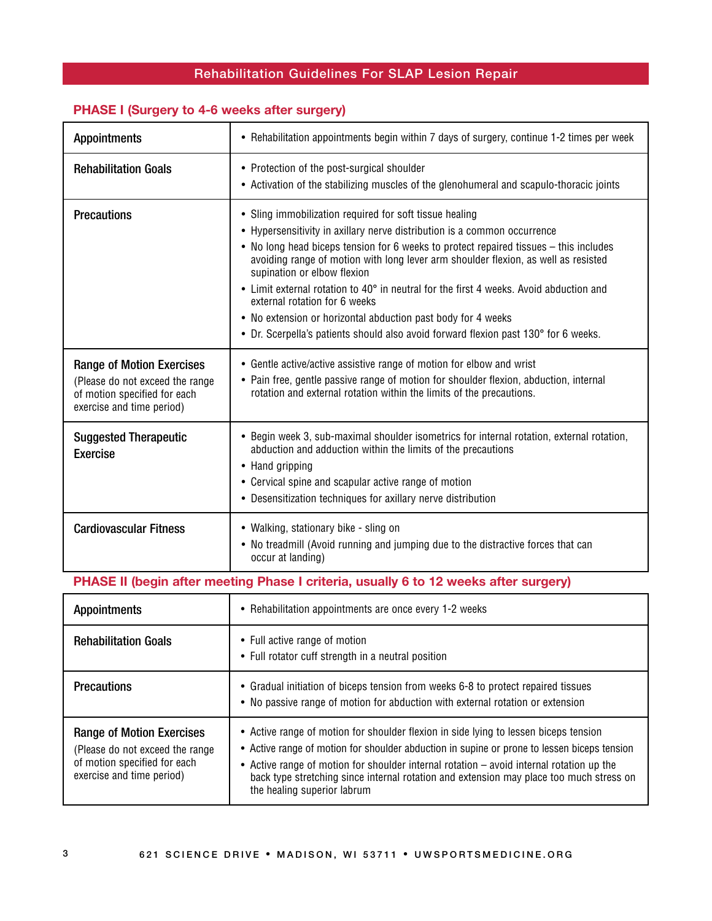## Rehabilitation Guidelines For SLAP Lesion Repair

### PHASE I (Surgery to 4-6 weeks after surgery)

| | |
|---|---|
| **Appointments** | • Rehabilitation appointments begin within 7 days of surgery, continue 1-2 times per week |
| **Rehabilitation Goals** | • Protection of the post-surgical shoulder<br>• Activation of the stabilizing muscles of the glenohumeral and scapulo-thoracic joints |
| **Precautions** | • Sling immobilization required for soft tissue healing<br>• Hypersensitivity in axillary nerve distribution is a common occurrence<br>• No long head biceps tension for 6 weeks to protect repaired tissues – this includes avoiding range of motion with long lever arm shoulder flexion, as well as resisted supination or elbow flexion<br>• Limit external rotation to 40° in neutral for the first 4 weeks. Avoid abduction and external rotation for 6 weeks<br>• No extension or horizontal abduction past body for 4 weeks<br>• Dr. Scerpella's patients should also avoid forward flexion past 130° for 6 weeks. |
| **Range of Motion Exercises** (Please do not exceed the range of motion specified for each exercise and time period) | • Gentle active/active assistive range of motion for elbow and wrist<br>• Pain free, gentle passive range of motion for shoulder flexion, abduction, internal rotation and external rotation within the limits of the precautions. |
| **Suggested Therapeutic Exercise** | • Begin week 3, sub-maximal shoulder isometrics for internal rotation, external rotation, abduction and adduction within the limits of the precautions<br>• Hand gripping<br>• Cervical spine and scapular active range of motion<br>• Desensitization techniques for axillary nerve distribution |
| **Cardiovascular Fitness** | • Walking, stationary bike - sling on<br>• No treadmill (Avoid running and jumping due to the distractive forces that can occur at landing) |

### PHASE II (begin after meeting Phase I criteria, usually 6 to 12 weeks after surgery)

| | |
|---|---|
| **Appointments** | • Rehabilitation appointments are once every 1-2 weeks |
| **Rehabilitation Goals** | • Full active range of motion<br>• Full rotator cuff strength in a neutral position |
| **Precautions** | • Gradual initiation of biceps tension from weeks 6-8 to protect repaired tissues<br>• No passive range of motion for abduction with external rotation or extension |
| **Range of Motion Exercises** (Please do not exceed the range of motion specified for each exercise and time period) | • Active range of motion for shoulder flexion in side lying to lessen biceps tension<br>• Active range of motion for shoulder abduction in supine or prone to lessen biceps tension<br>• Active range of motion for shoulder internal rotation – avoid internal rotation up the back type stretching since internal rotation and extension may place too much stress on the healing superior labrum |

621 SCIENCE DRIVE • MADISON, WI 53711 • UWSPORTSMEDICINE.ORG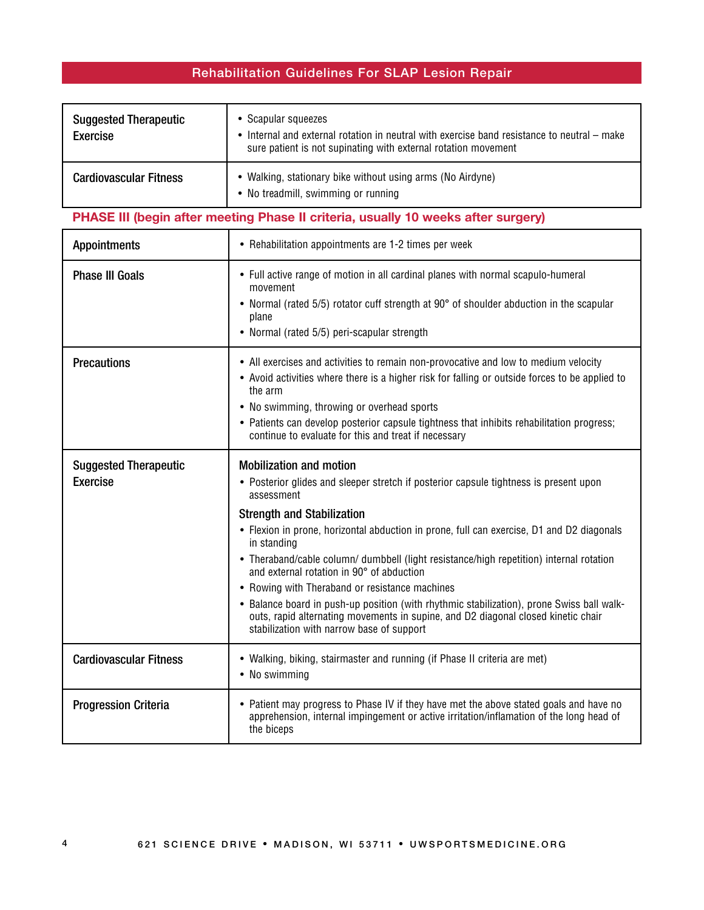## Rehabilitation Guidelines For SLAP Lesion Repair

| | |
|---|---|
| Suggested Therapeutic Exercise | • Scapular squeezes<br>• Internal and external rotation in neutral with exercise band resistance to neutral – make sure patient is not supinating with external rotation movement |
| Cardiovascular Fitness | • Walking, stationary bike without using arms (No Airdyne)<br>• No treadmill, swimming or running |

### PHASE III (begin after meeting Phase II criteria, usually 10 weeks after surgery)

| | |
|---|---|
| Appointments | • Rehabilitation appointments are 1-2 times per week |
| Phase III Goals | • Full active range of motion in all cardinal planes with normal scapulo-humeral movement<br>• Normal (rated 5/5) rotator cuff strength at 90° of shoulder abduction in the scapular plane<br>• Normal (rated 5/5) peri-scapular strength |
| Precautions | • All exercises and activities to remain non-provocative and low to medium velocity<br>• Avoid activities where there is a higher risk for falling or outside forces to be applied to the arm<br>• No swimming, throwing or overhead sports<br>• Patients can develop posterior capsule tightness that inhibits rehabilitation progress; continue to evaluate for this and treat if necessary |
| Suggested Therapeutic Exercise | **Mobilization and motion**<br>• Posterior glides and sleeper stretch if posterior capsule tightness is present upon assessment<br>**Strength and Stabilization**<br>• Flexion in prone, horizontal abduction in prone, full can exercise, D1 and D2 diagonals in standing<br>• Theraband/cable column/ dumbbell (light resistance/high repetition) internal rotation and external rotation in 90° of abduction<br>• Rowing with Theraband or resistance machines<br>• Balance board in push-up position (with rhythmic stabilization), prone Swiss ball walk-outs, rapid alternating movements in supine, and D2 diagonal closed kinetic chair stabilization with narrow base of support |
| Cardiovascular Fitness | • Walking, biking, stairmaster and running (if Phase II criteria are met)<br>• No swimming |
| Progression Criteria | • Patient may progress to Phase IV if they have met the above stated goals and have no apprehension, internal impingement or active irritation/inflamation of the long head of the biceps |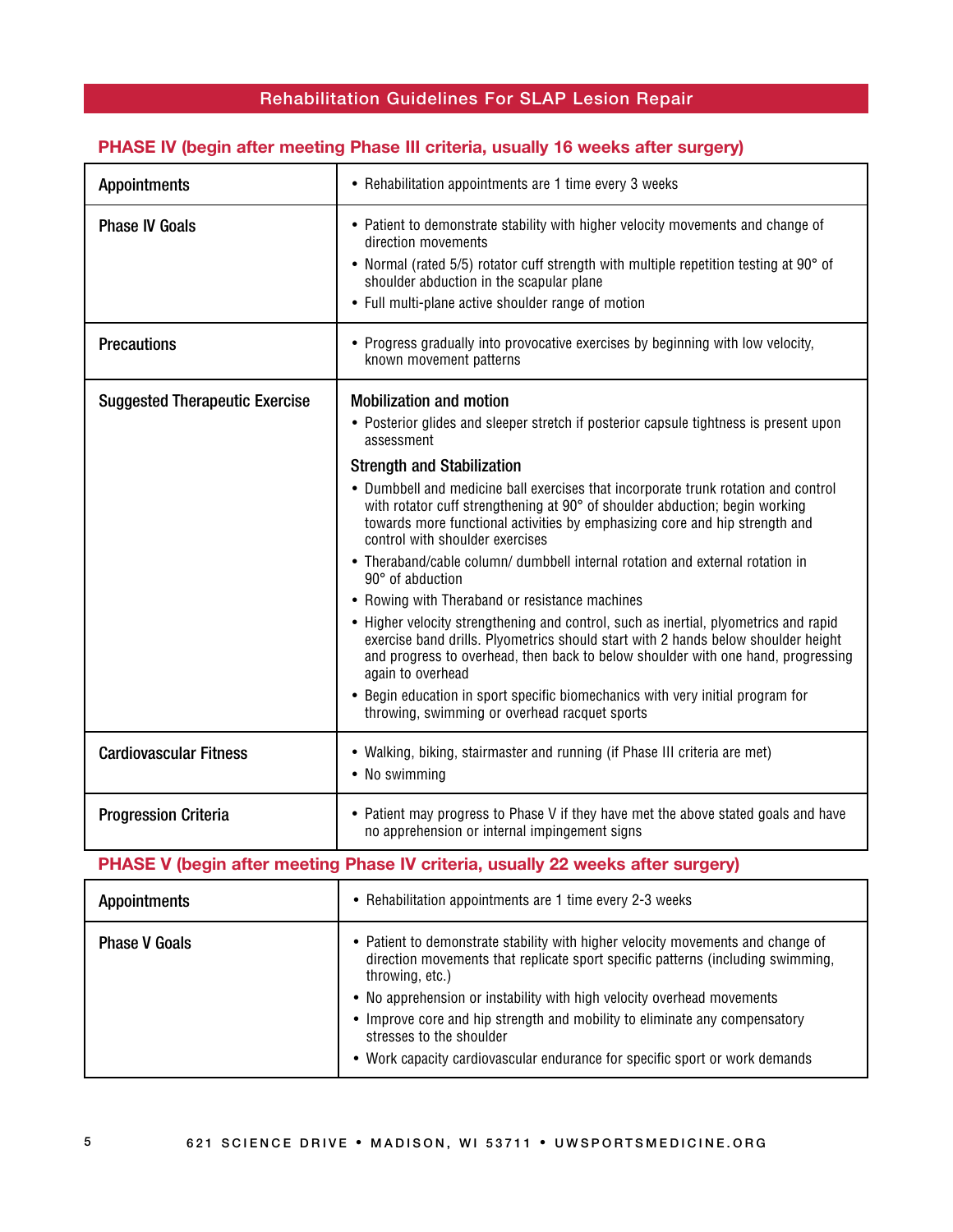## Rehabilitation Guidelines For SLAP Lesion Repair

### PHASE IV (begin after meeting Phase III criteria, usually 16 weeks after surgery)

| | |
|---|---|
| **Appointments** | • Rehabilitation appointments are 1 time every 3 weeks |
| **Phase IV Goals** | • Patient to demonstrate stability with higher velocity movements and change of direction movements<br>• Normal (rated 5/5) rotator cuff strength with multiple repetition testing at 90° of shoulder abduction in the scapular plane<br>• Full multi-plane active shoulder range of motion |
| **Precautions** | • Progress gradually into provocative exercises by beginning with low velocity, known movement patterns |
| **Suggested Therapeutic Exercise** | **Mobilization and motion**<br>• Posterior glides and sleeper stretch if posterior capsule tightness is present upon assessment<br>**Strength and Stabilization**<br>• Dumbbell and medicine ball exercises that incorporate trunk rotation and control with rotator cuff strengthening at 90° of shoulder abduction; begin working towards more functional activities by emphasizing core and hip strength and control with shoulder exercises<br>• Theraband/cable column/ dumbbell internal rotation and external rotation in 90° of abduction<br>• Rowing with Theraband or resistance machines<br>• Higher velocity strengthening and control, such as inertial, plyometrics and rapid exercise band drills. Plyometrics should start with 2 hands below shoulder height and progress to overhead, then back to below shoulder with one hand, progressing again to overhead<br>• Begin education in sport specific biomechanics with very initial program for throwing, swimming or overhead racquet sports |
| **Cardiovascular Fitness** | • Walking, biking, stairmaster and running (if Phase III criteria are met)<br>• No swimming |
| **Progression Criteria** | • Patient may progress to Phase V if they have met the above stated goals and have no apprehension or internal impingement signs |

### PHASE V (begin after meeting Phase IV criteria, usually 22 weeks after surgery)

| | |
|---|---|
| **Appointments** | • Rehabilitation appointments are 1 time every 2-3 weeks |
| **Phase V Goals** | • Patient to demonstrate stability with higher velocity movements and change of direction movements that replicate sport specific patterns (including swimming, throwing, etc.)<br>• No apprehension or instability with high velocity overhead movements<br>• Improve core and hip strength and mobility to eliminate any compensatory stresses to the shoulder<br>• Work capacity cardiovascular endurance for specific sport or work demands |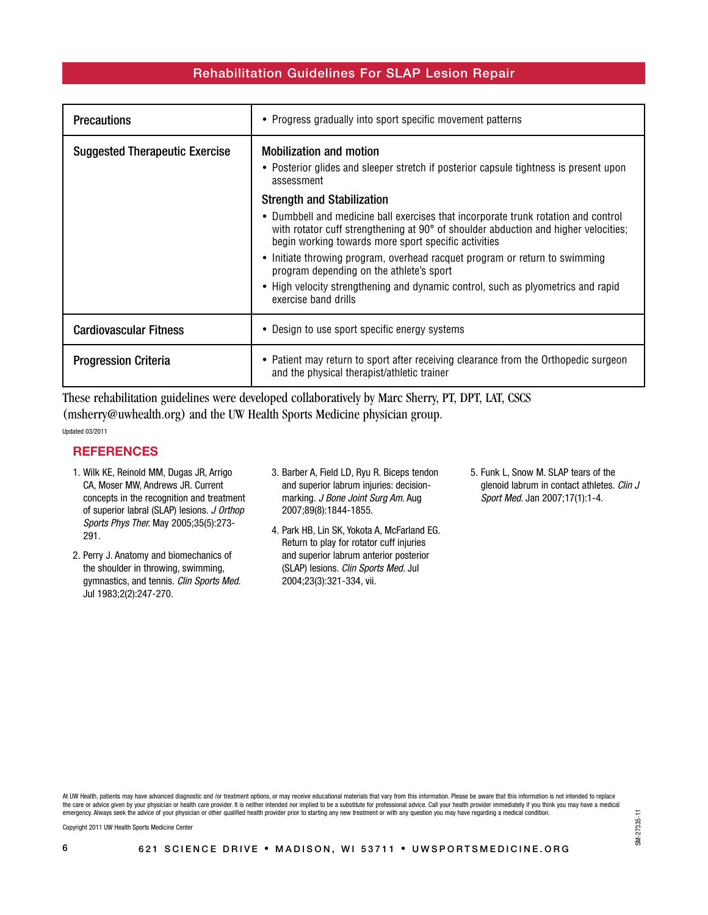## Rehabilitation Guidelines For SLAP Lesion Repair

| | |
|---|---|
| **Precautions** | • Progress gradually into sport specific movement patterns |
| **Suggested Therapeutic Exercise** | **Mobilization and motion**<br>• Posterior glides and sleeper stretch if posterior capsule tightness is present upon assessment<br>**Strength and Stabilization**<br>• Dumbbell and medicine ball exercises that incorporate trunk rotation and control with rotator cuff strengthening at 90° of shoulder abduction and higher velocities; begin working towards more sport specific activities<br>• Initiate throwing program, overhead racquet program or return to swimming program depending on the athlete's sport<br>• High velocity strengthening and dynamic control, such as plyometrics and rapid exercise band drills |
| **Cardiovascular Fitness** | • Design to use sport specific energy systems |
| **Progression Criteria** | • Patient may return to sport after receiving clearance from the Orthopedic surgeon and the physical therapist/athletic trainer |

These rehabilitation guidelines were developed collaboratively by Marc Sherry, PT, DPT, LAT, CSCS (msherry@uwhealth.org) and the UW Health Sports Medicine physician group.

Updated 03/2011

## REFERENCES

1. Wilk KE, Reinold MM, Dugas JR, Arrigo CA, Moser MW, Andrews JR. Current concepts in the recognition and treatment of superior labral (SLAP) lesions. *J Orthop Sports Phys Ther.* May 2005;35(5):273-291.
2. Perry J. Anatomy and biomechanics of the shoulder in throwing, swimming, gymnastics, and tennis. *Clin Sports Med.* Jul 1983;2(2):247-270.
3. Barber A, Field LD, Ryu R. Biceps tendon and superior labrum injuries: decision-marking. *J Bone Joint Surg Am.* Aug 2007;89(8):1844-1855.
4. Park HB, Lin SK, Yokota A, McFarland EG. Return to play for rotator cuff injuries and superior labrum anterior posterior (SLAP) lesions. *Clin Sports Med.* Jul 2004;23(3):321-334, vii.
5. Funk L, Snow M. SLAP tears of the glenoid labrum in contact athletes. *Clin J Sport Med.* Jan 2007;17(1):1-4.

At UW Health, patients may have advanced diagnostic and /or treatment options, or may receive educational materials that vary from this information. Please be aware that this information is not intended to replace the care or advice given by your physician or health care provider. It is neither intended nor implied to be a substitute for professional advice. Call your health provider immediately if you think you may have a medical emergency. Always seek the advice of your physician or other qualified health provider prior to starting any new treatment or with any question you may have regarding a medical condition.

Copyright 2011 UW Health Sports Medicine Center

SM-27335-11

621 SCIENCE DRIVE • MADISON, WI 53711 • UWSPORTSMEDICINE.ORG